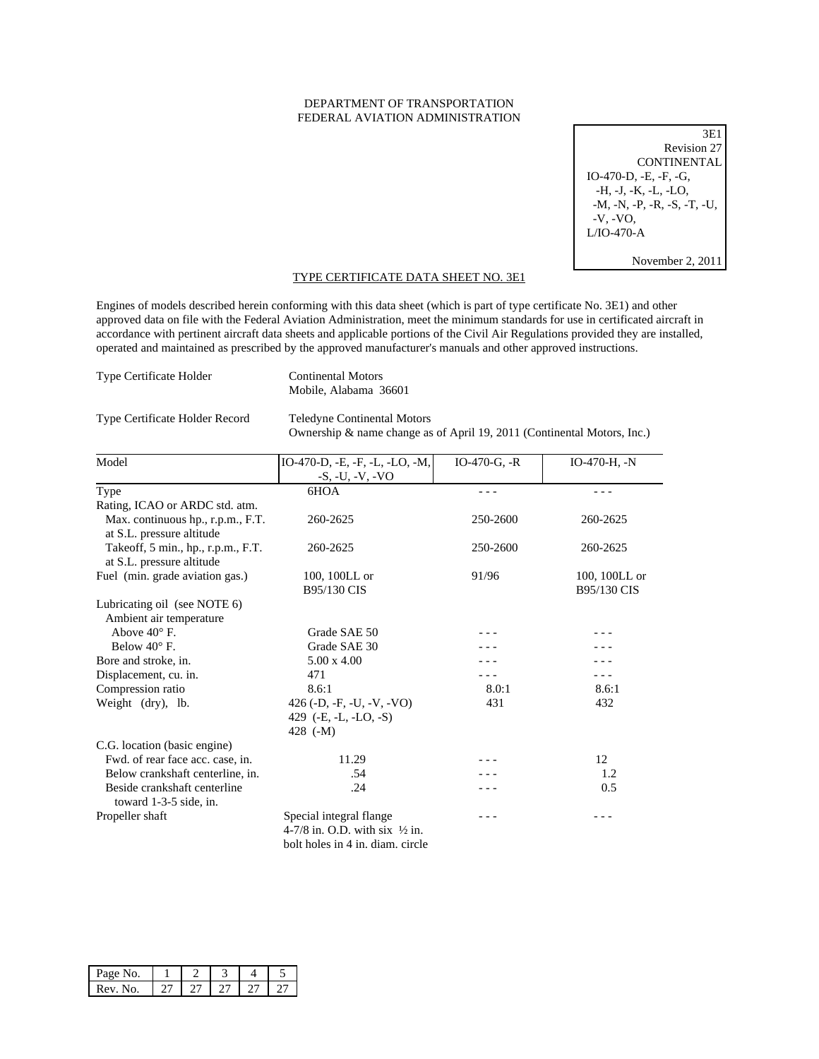DEPARTMENT OF TRANSPORTATION
FEDERAL AVIATION ADMINISTRATION

3E1
Revision 27
CONTINENTAL
IO-470-D, -E, -F, -G,
-H, -J, -K, -L, -LO,
-M, -N, -P, -R, -S, -T, -U,
-V, -VO,
L/IO-470-A

November 2, 2011

# TYPE CERTIFICATE DATA SHEET NO. 3E1

Engines of models described herein conforming with this data sheet (which is part of type certificate No. 3E1) and other approved data on file with the Federal Aviation Administration, meet the minimum standards for use in certificated aircraft in accordance with pertinent aircraft data sheets and applicable portions of the Civil Air Regulations provided they are installed, operated and maintained as prescribed by the approved manufacturer's manuals and other approved instructions.

| | |
|---|---|
| Type Certificate Holder | Continental Motors<br>Mobile, Alabama 36601 |
| Type Certificate Holder Record | Teledyne Continental Motors<br>Ownership & name change as of April 19, 2011 (Continental Motors, Inc.) |

| Model | IO-470-D, -E, -F, -L, -LO, -M, -S, -U, -V, -VO | IO-470-G, -R | IO-470-H, -N |
|---|---|---|---|
| Type | 6HOA | - - - | - - - |
| Rating, ICAO or ARDC std. atm. | | | |
| Max. continuous hp., r.p.m., F.T. at S.L. pressure altitude | 260-2625 | 250-2600 | 260-2625 |
| Takeoff, 5 min., hp., r.p.m., F.T. at S.L. pressure altitude | 260-2625 | 250-2600 | 260-2625 |
| Fuel (min. grade aviation gas.) | 100, 100LL or B95/130 CIS | 91/96 | 100, 100LL or B95/130 CIS |
| Lubricating oil (see NOTE 6) | | | |
| Ambient air temperature | | | |
| Above 40° F. | Grade SAE 50 | - - - | - - - |
| Below 40° F. | Grade SAE 30 | - - - | - - - |
| Bore and stroke, in. | 5.00 x 4.00 | - - - | - - - |
| Displacement, cu. in. | 471 | - - - | - - - |
| Compression ratio | 8.6:1 | 8.0:1 | 8.6:1 |
| Weight (dry), lb. | 426 (-D, -F, -U, -V, -VO)<br>429 (-E, -L, -LO, -S)<br>428 (-M) | 431 | 432 |
| C.G. location (basic engine) | | | |
| Fwd. of rear face acc. case, in. | 11.29 | - - - | 12 |
| Below crankshaft centerline, in. | .54 | - - - | 1.2 |
| Beside crankshaft centerline toward 1-3-5 side, in. | .24 | - - - | 0.5 |
| Propeller shaft | Special integral flange 4-7/8 in. O.D. with six ½ in. bolt holes in 4 in. diam. circle | - - - | - - - |

| Page No. | 1 | 2 | 3 | 4 | 5 |
|---|---|---|---|---|---|
| Rev. No. | 27 | 27 | 27 | 27 | 27 |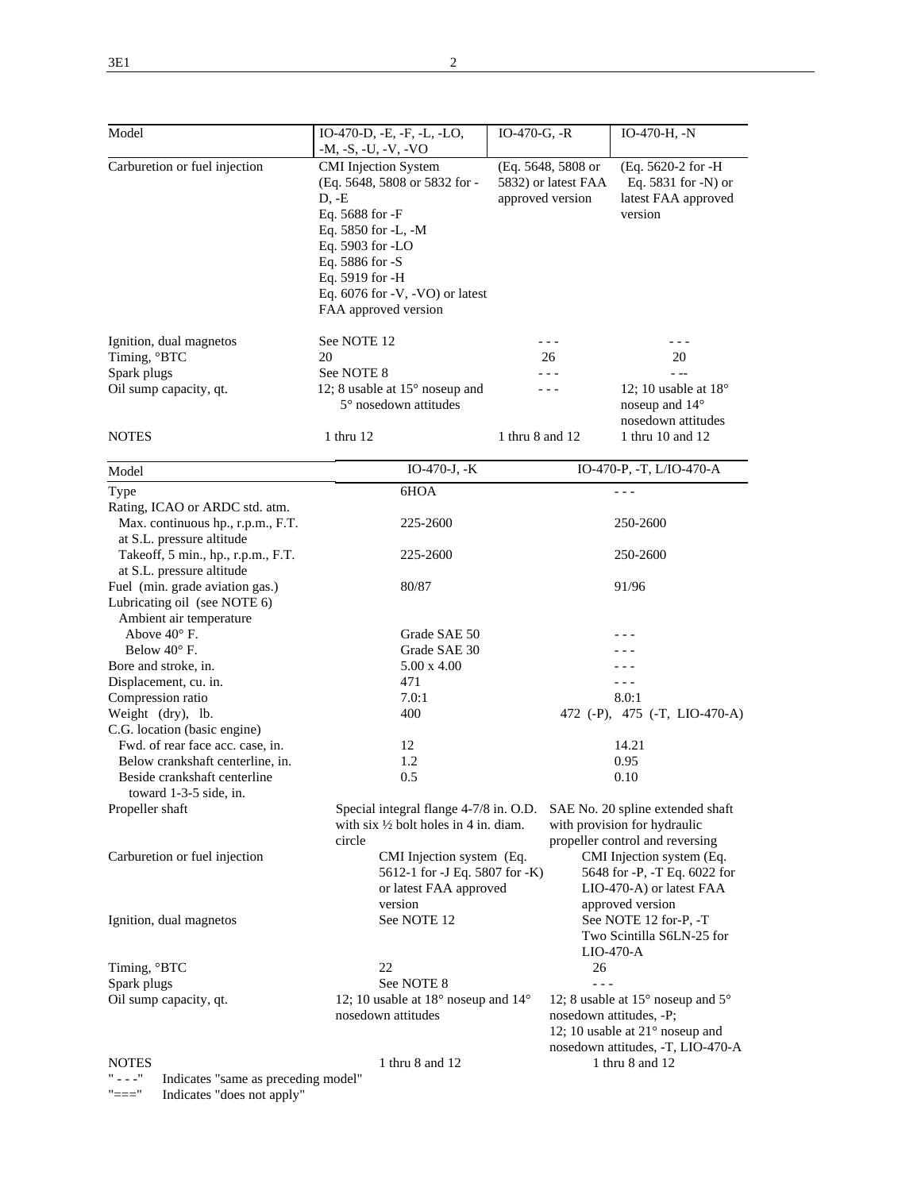| Model | IO-470-D, -E, -F, -L, -LO, -M, -S, -U, -V, -VO | IO-470-G, -R | IO-470-H, -N |
|---|---|---|---|
| Carburetion or fuel injection | CMI Injection System (Eq. 5648, 5808 or 5832 for -D, -E Eq. 5688 for -F Eq. 5850 for -L, -M Eq. 5903 for -LO Eq. 5886 for -S Eq. 5919 for -H Eq. 6076 for -V, -VO) or latest FAA approved version | (Eq. 5648, 5808 or 5832) or latest FAA approved version | (Eq. 5620-2 for -H Eq. 5831 for -N) or latest FAA approved version |
| Ignition, dual magnetos | See NOTE 12 | - - - | - - - |
| Timing, °BTC | 20 | 26 | 20 |
| Spark plugs | See NOTE 8 | - - - | - - - |
| Oil sump capacity, qt. | 12; 8 usable at 15° noseup and 5° nosedown attitudes | - - - | 12; 10 usable at 18° noseup and 14° nosedown attitudes |
| NOTES | 1 thru 12 | 1 thru 8 and 12 | 1 thru 10 and 12 |

| Model | IO-470-J, -K | IO-470-P, -T, L/IO-470-A |
|---|---|---|
| Type | 6HOA | - - - |
| Rating, ICAO or ARDC std. atm. | | |
| Max. continuous hp., r.p.m., F.T. at S.L. pressure altitude | 225-2600 | 250-2600 |
| Takeoff, 5 min., hp., r.p.m., F.T. at S.L. pressure altitude | 225-2600 | 250-2600 |
| Fuel (min. grade aviation gas.) | 80/87 | 91/96 |
| Lubricating oil (see NOTE 6) | | |
| Ambient air temperature | | |
| Above 40° F. | Grade SAE 50 | - - - |
| Below 40° F. | Grade SAE 30 | - - - |
| Bore and stroke, in. | 5.00 x 4.00 | - - - |
| Displacement, cu. in. | 471 | - - - |
| Compression ratio | 7.0:1 | 8.0:1 |
| Weight (dry), lb. | 400 | 472 (-P), 475 (-T, LIO-470-A) |
| C.G. location (basic engine) | | |
| Fwd. of rear face acc. case, in. | 12 | 14.21 |
| Below crankshaft centerline, in. | 1.2 | 0.95 |
| Beside crankshaft centerline toward 1-3-5 side, in. | 0.5 | 0.10 |
| Propeller shaft | Special integral flange 4-7/8 in. O.D. with six ½ bolt holes in 4 in. diam. circle | SAE No. 20 spline extended shaft with provision for hydraulic propeller control and reversing |
| Carburetion or fuel injection | CMI Injection system (Eq. 5612-1 for -J Eq. 5807 for -K) or latest FAA approved version | CMI Injection system (Eq. 5648 for -P, -T Eq. 6022 for LIO-470-A) or latest FAA approved version |
| Ignition, dual magnetos | See NOTE 12 | See NOTE 12 for-P, -T Two Scintilla S6LN-25 for LIO-470-A |
| Timing, °BTC | 22 | 26 |
| Spark plugs | See NOTE 8 | - - - |
| Oil sump capacity, qt. | 12; 10 usable at 18° noseup and 14° nosedown attitudes | 12; 8 usable at 15° noseup and 5° nosedown attitudes, -P; 12; 10 usable at 21° noseup and nosedown attitudes, -T, LIO-470-A |
| NOTES | 1 thru 8 and 12 | 1 thru 8 and 12 |

" - - -" Indicates "same as preceding model"

"===" Indicates "does not apply"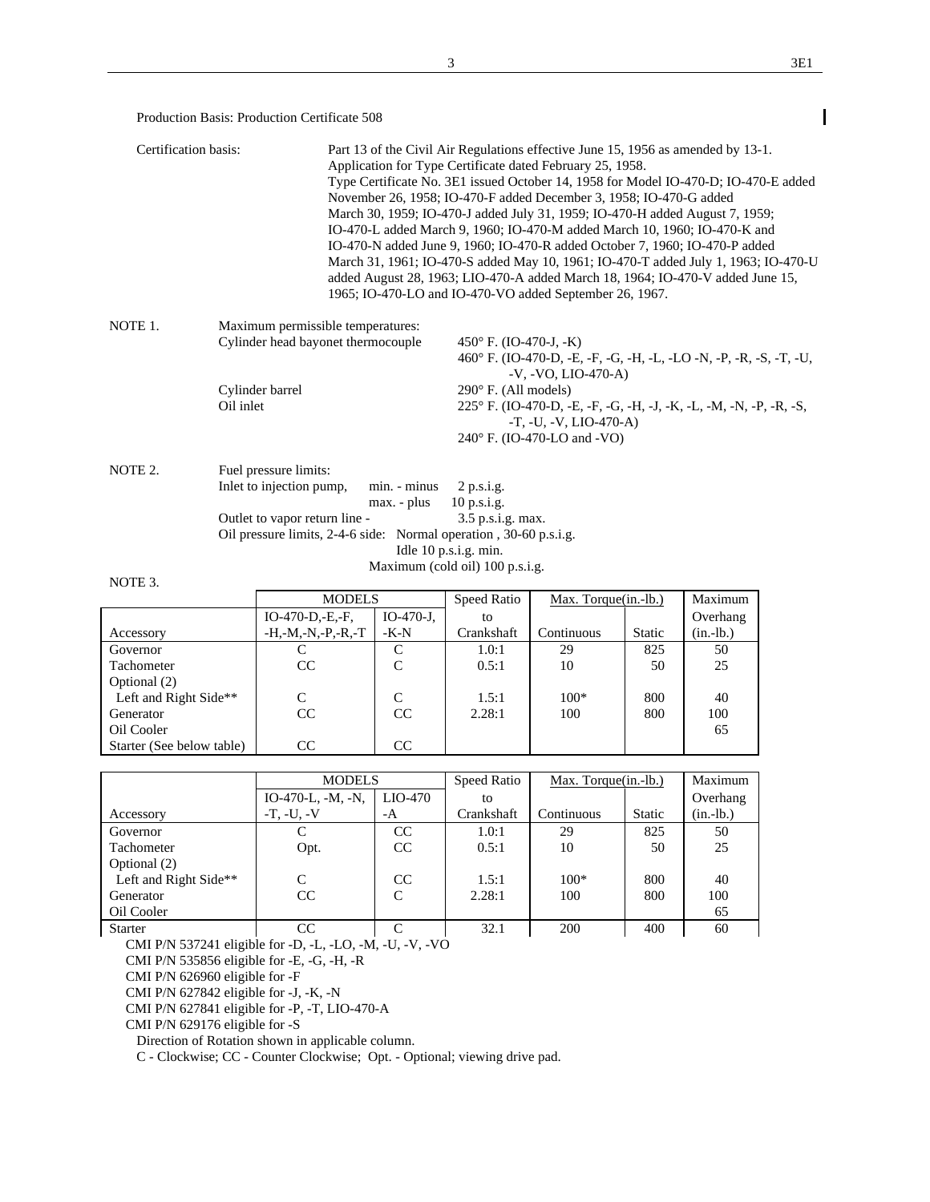Production Basis: Production Certificate 508

Certification basis: Part 13 of the Civil Air Regulations effective June 15, 1956 as amended by 13-1. Application for Type Certificate dated February 25, 1958. Type Certificate No. 3E1 issued October 14, 1958 for Model IO-470-D; IO-470-E added November 26, 1958; IO-470-F added December 3, 1958; IO-470-G added March 30, 1959; IO-470-J added July 31, 1959; IO-470-H added August 7, 1959; IO-470-L added March 9, 1960; IO-470-M added March 10, 1960; IO-470-K and IO-470-N added June 9, 1960; IO-470-R added October 7, 1960; IO-470-P added March 31, 1961; IO-470-S added May 10, 1961; IO-470-T added July 1, 1963; IO-470-U added August 28, 1963; LIO-470-A added March 18, 1964; IO-470-V added June 15, 1965; IO-470-LO and IO-470-VO added September 26, 1967.

NOTE 1. Maximum permissible temperatures:

| | |
|---|---|
| Cylinder head bayonet thermocouple | 450° F. (IO-470-J, -K) |
| | 460° F. (IO-470-D, -E, -F, -G, -H, -L, -LO -N, -P, -R, -S, -T, -U, -V, -VO, LIO-470-A) |
| Cylinder barrel | 290° F. (All models) |
| Oil inlet | 225° F. (IO-470-D, -E, -F, -G, -H, -J, -K, -L, -M, -N, -P, -R, -S, -T, -U, -V, LIO-470-A) |
| | 240° F. (IO-470-LO and -VO) |

NOTE 2. Fuel pressure limits:

Inlet to injection pump, min. - minus 2 p.s.i.g.
max. - plus 10 p.s.i.g.

Outlet to vapor return line - 3.5 p.s.i.g. max.

Oil pressure limits, 2-4-6 side: Normal operation , 30-60 p.s.i.g.
Idle 10 p.s.i.g. min.
Maximum (cold oil) 100 p.s.i.g.

NOTE 3.

| | MODELS | | Speed Ratio | Max. Torque(in.-lb.) | | Maximum |
|---|---|---|---|---|---|---|
| Accessory | IO-470-D,-E,-F, -H,-M,-N,-P,-R,-T | IO-470-J, -K-N | to Crankshaft | Continuous | Static | Overhang (in.-lb.) |
| Governor | C | C | 1.0:1 | 29 | 825 | 50 |
| Tachometer | CC | C | 0.5:1 | 10 | 50 | 25 |
| Optional (2) | | | | | | |
| Left and Right Side** | C | C | 1.5:1 | 100* | 800 | 40 |
| Generator | CC | CC | 2.28:1 | 100 | 800 | 100 |
| Oil Cooler | | | | | | 65 |
| Starter (See below table) | CC | CC | | | | |

| | MODELS | | Speed Ratio | Max. Torque(in.-lb.) | | Maximum |
|---|---|---|---|---|---|---|
| Accessory | IO-470-L, -M, -N, -T, -U, -V | LIO-470 -A | to Crankshaft | Continuous | Static | Overhang (in.-lb.) |
| Governor | C | CC | 1.0:1 | 29 | 825 | 50 |
| Tachometer | Opt. | CC | 0.5:1 | 10 | 50 | 25 |
| Optional (2) | | | | | | |
| Left and Right Side** | C | CC | 1.5:1 | 100* | 800 | 40 |
| Generator | CC | C | 2.28:1 | 100 | 800 | 100 |
| Oil Cooler | | | | | | 65 |
| Starter | CC | C | 32.1 | 200 | 400 | 60 |

CMI P/N 537241 eligible for -D, -L, -LO, -M, -U, -V, -VO
CMI P/N 535856 eligible for -E, -G, -H, -R
CMI P/N 626960 eligible for -F
CMI P/N 627842 eligible for -J, -K, -N
CMI P/N 627841 eligible for -P, -T, LIO-470-A
CMI P/N 629176 eligible for -S

Direction of Rotation shown in applicable column.

C - Clockwise; CC - Counter Clockwise; Opt. - Optional; viewing drive pad.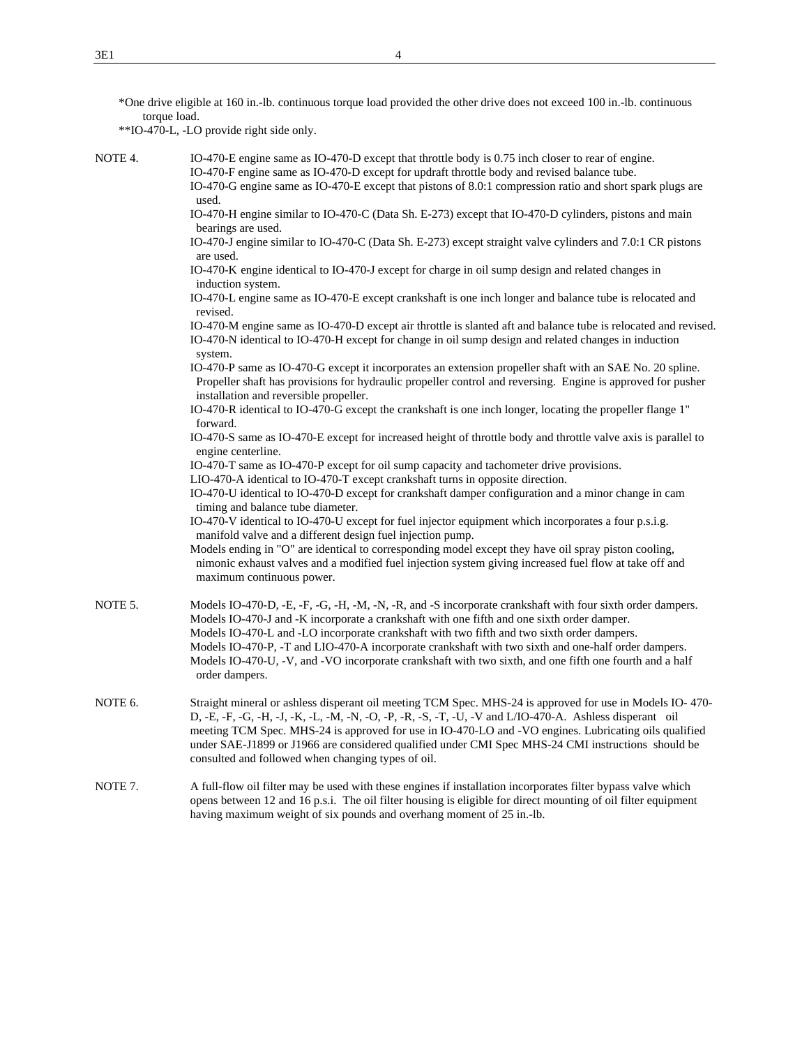*One drive eligible at 160 in.-lb. continuous torque load provided the other drive does not exceed 100 in.-lb. continuous torque load.

**IO-470-L, -LO provide right side only.

NOTE 4. IO-470-E engine same as IO-470-D except that throttle body is 0.75 inch closer to rear of engine.
IO-470-F engine same as IO-470-D except for updraft throttle body and revised balance tube.
IO-470-G engine same as IO-470-E except that pistons of 8.0:1 compression ratio and short spark plugs are used.
IO-470-H engine similar to IO-470-C (Data Sh. E-273) except that IO-470-D cylinders, pistons and main bearings are used.
IO-470-J engine similar to IO-470-C (Data Sh. E-273) except straight valve cylinders and 7.0:1 CR pistons are used.
IO-470-K engine identical to IO-470-J except for charge in oil sump design and related changes in induction system.
IO-470-L engine same as IO-470-E except crankshaft is one inch longer and balance tube is relocated and revised.
IO-470-M engine same as IO-470-D except air throttle is slanted aft and balance tube is relocated and revised.
IO-470-N identical to IO-470-H except for change in oil sump design and related changes in induction system.
IO-470-P same as IO-470-G except it incorporates an extension propeller shaft with an SAE No. 20 spline. Propeller shaft has provisions for hydraulic propeller control and reversing. Engine is approved for pusher installation and reversible propeller.
IO-470-R identical to IO-470-G except the crankshaft is one inch longer, locating the propeller flange 1" forward.
IO-470-S same as IO-470-E except for increased height of throttle body and throttle valve axis is parallel to engine centerline.
IO-470-T same as IO-470-P except for oil sump capacity and tachometer drive provisions.
LIO-470-A identical to IO-470-T except crankshaft turns in opposite direction.
IO-470-U identical to IO-470-D except for crankshaft damper configuration and a minor change in cam timing and balance tube diameter.
IO-470-V identical to IO-470-U except for fuel injector equipment which incorporates a four p.s.i.g. manifold valve and a different design fuel injection pump.
Models ending in "O" are identical to corresponding model except they have oil spray piston cooling, nimonic exhaust valves and a modified fuel injection system giving increased fuel flow at take off and maximum continuous power.

NOTE 5. Models IO-470-D, -E, -F, -G, -H, -M, -N, -R, and -S incorporate crankshaft with four sixth order dampers.
Models IO-470-J and -K incorporate a crankshaft with one fifth and one sixth order damper.
Models IO-470-L and -LO incorporate crankshaft with two fifth and two sixth order dampers.
Models IO-470-P, -T and LIO-470-A incorporate crankshaft with two sixth and one-half order dampers.
Models IO-470-U, -V, and -VO incorporate crankshaft with two sixth, and one fifth one fourth and a half order dampers.

NOTE 6. Straight mineral or ashless disperant oil meeting TCM Spec. MHS-24 is approved for use in Models IO- 470-D, -E, -F, -G, -H, -J, -K, -L, -M, -N, -O, -P, -R, -S, -T, -U, -V and L/IO-470-A. Ashless disperant oil meeting TCM Spec. MHS-24 is approved for use in IO-470-LO and -VO engines. Lubricating oils qualified under SAE-J1899 or J1966 are considered qualified under CMI Spec MHS-24 CMI instructions should be consulted and followed when changing types of oil.

NOTE 7. A full-flow oil filter may be used with these engines if installation incorporates filter bypass valve which opens between 12 and 16 p.s.i. The oil filter housing is eligible for direct mounting of oil filter equipment having maximum weight of six pounds and overhang moment of 25 in.-lb.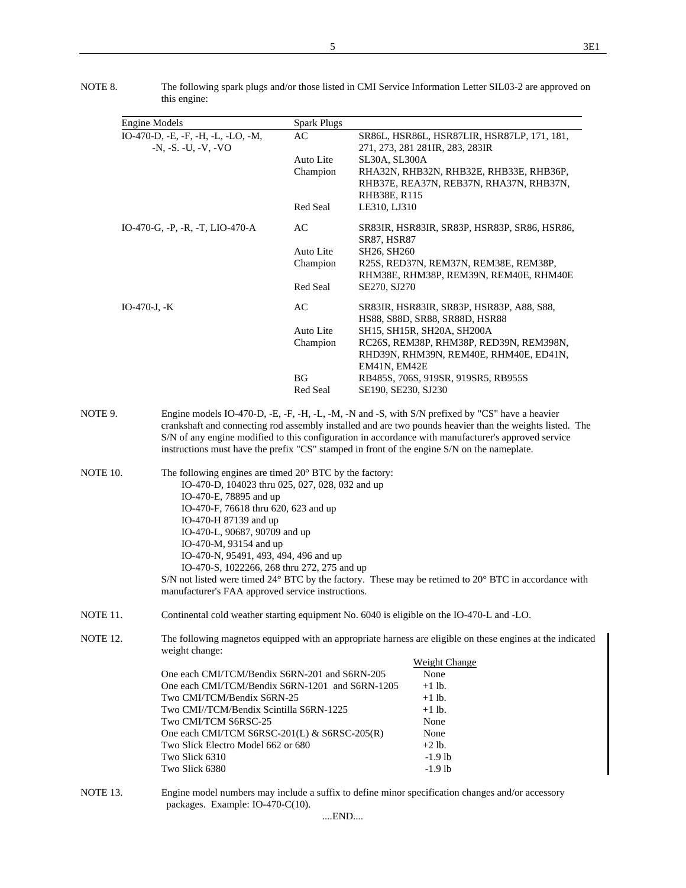NOTE 8. The following spark plugs and/or those listed in CMI Service Information Letter SIL03-2 are approved on this engine:

| Engine Models | Spark Plugs | |
|---|---|---|
| IO-470-D, -E, -F, -H, -L, -LO, -M, -N, -S. -U, -V, -VO | AC | SR86L, HSR86L, HSR87LIR, HSR87LP, 171, 181, 271, 273, 281 281IR, 283, 283IR |
| | Auto Lite | SL30A, SL300A |
| | Champion | RHA32N, RHB32N, RHB32E, RHB33E, RHB36P, RHB37E, REA37N, REB37N, RHA37N, RHB37N, RHB38E, R115 |
| | Red Seal | LE310, LJ310 |
| IO-470-G, -P, -R, -T, LIO-470-A | AC | SR83IR, HSR83IR, SR83P, HSR83P, SR86, HSR86, SR87, HSR87 |
| | Auto Lite | SH26, SH260 |
| | Champion | R25S, RED37N, REM37N, REM38E, REM38P, RHM38E, RHM38P, REM39N, REM40E, RHM40E |
| | Red Seal | SE270, SJ270 |
| IO-470-J, -K | AC | SR83IR, HSR83IR, SR83P, HSR83P, A88, S88, HS88, S88D, SR88, SR88D, HSR88 |
| | Auto Lite | SH15, SH15R, SH20A, SH200A |
| | Champion | RC26S, REM38P, RHM38P, RED39N, REM398N, RHD39N, RHM39N, REM40E, RHM40E, ED41N, EM41N, EM42E |
| | BG | RB485S, 706S, 919SR, 919SR5, RB955S |
| | Red Seal | SE190, SE230, SJ230 |

NOTE 9. Engine models IO-470-D, -E, -F, -H, -L, -M, -N and -S, with S/N prefixed by "CS" have a heavier crankshaft and connecting rod assembly installed and are two pounds heavier than the weights listed. The S/N of any engine modified to this configuration in accordance with manufacturer's approved service instructions must have the prefix "CS" stamped in front of the engine S/N on the nameplate.

NOTE 10. The following engines are timed 20° BTC by the factory:

- IO-470-D, 104023 thru 025, 027, 028, 032 and up
- IO-470-E, 78895 and up
- IO-470-F, 76618 thru 620, 623 and up
- IO-470-H 87139 and up
- IO-470-L, 90687, 90709 and up
- IO-470-M, 93154 and up
- IO-470-N, 95491, 493, 494, 496 and up
- IO-470-S, 1022266, 268 thru 272, 275 and up

S/N not listed were timed 24° BTC by the factory. These may be retimed to 20° BTC in accordance with manufacturer's FAA approved service instructions.

NOTE 11. Continental cold weather starting equipment No. 6040 is eligible on the IO-470-L and -LO.

NOTE 12. The following magnetos equipped with an appropriate harness are eligible on these engines at the indicated weight change:

| | Weight Change |
|---|---|
| One each CMI/TCM/Bendix S6RN-201 and S6RN-205 | None |
| One each CMI/TCM/Bendix S6RN-1201 and S6RN-1205 | +1 lb. |
| Two CMI/TCM/Bendix S6RN-25 | +1 lb. |
| Two CMI//TCM/Bendix Scintilla S6RN-1225 | +1 lb. |
| Two CMI/TCM S6RSC-25 | None |
| One each CMI/TCM S6RSC-201(L) & S6RSC-205(R) | None |
| Two Slick Electro Model 662 or 680 | +2 lb. |
| Two Slick 6310 | -1.9 lb |
| Two Slick 6380 | -1.9 lb |

NOTE 13. Engine model numbers may include a suffix to define minor specification changes and/or accessory packages. Example: IO-470-C(10).

....END....